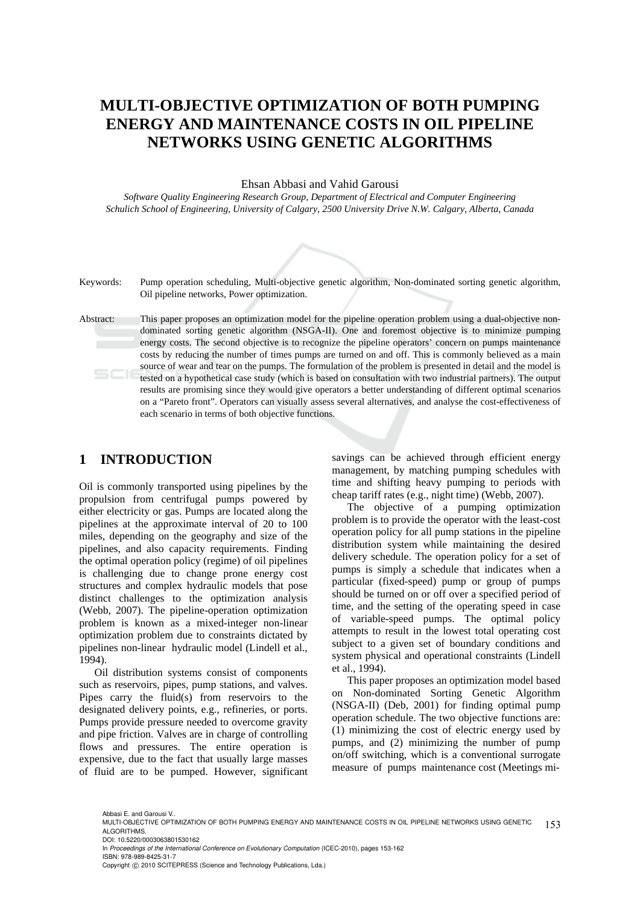# MULTI-OBJECTIVE OPTIMIZATION OF BOTH PUMPING ENERGY AND MAINTENANCE COSTS IN OIL PIPELINE NETWORKS USING GENETIC ALGORITHMS

Ehsan Abbasi and Vahid Garousi

*Software Quality Engineering Research Group, Department of Electrical and Computer Engineering*
*Schulich School of Engineering, University of Calgary, 2500 University Drive N.W. Calgary, Alberta, Canada*

Keywords: Pump operation scheduling, Multi-objective genetic algorithm, Non-dominated sorting genetic algorithm, Oil pipeline networks, Power optimization.

Abstract: This paper proposes an optimization model for the pipeline operation problem using a dual-objective non-dominated sorting genetic algorithm (NSGA-II). One and foremost objective is to minimize pumping energy costs. The second objective is to recognize the pipeline operators' concern on pumps maintenance costs by reducing the number of times pumps are turned on and off. This is commonly believed as a main source of wear and tear on the pumps. The formulation of the problem is presented in detail and the model is tested on a hypothetical case study (which is based on consultation with two industrial partners). The output results are promising since they would give operators a better understanding of different optimal scenarios on a "Pareto front". Operators can visually assess several alternatives, and analyse the cost-effectiveness of each scenario in terms of both objective functions.

## 1 INTRODUCTION

Oil is commonly transported using pipelines by the propulsion from centrifugal pumps powered by either electricity or gas. Pumps are located along the pipelines at the approximate interval of 20 to 100 miles, depending on the geography and size of the pipelines, and also capacity requirements. Finding the optimal operation policy (regime) of oil pipelines is challenging due to change prone energy cost structures and complex hydraulic models that pose distinct challenges to the optimization analysis (Webb, 2007). The pipeline-operation optimization problem is known as a mixed-integer non-linear optimization problem due to constraints dictated by pipelines non-linear hydraulic model (Lindell et al., 1994).

Oil distribution systems consist of components such as reservoirs, pipes, pump stations, and valves. Pipes carry the fluid(s) from reservoirs to the designated delivery points, e.g., refineries, or ports. Pumps provide pressure needed to overcome gravity and pipe friction. Valves are in charge of controlling flows and pressures. The entire operation is expensive, due to the fact that usually large masses of fluid are to be pumped. However, significant savings can be achieved through efficient energy management, by matching pumping schedules with time and shifting heavy pumping to periods with cheap tariff rates (e.g., night time) (Webb, 2007).

The objective of a pumping optimization problem is to provide the operator with the least-cost operation policy for all pump stations in the pipeline distribution system while maintaining the desired delivery schedule. The operation policy for a set of pumps is simply a schedule that indicates when a particular (fixed-speed) pump or group of pumps should be turned on or off over a specified period of time, and the setting of the operating speed in case of variable-speed pumps. The optimal policy attempts to result in the lowest total operating cost subject to a given set of boundary conditions and system physical and operational constraints (Lindell et al., 1994).

This paper proposes an optimization model based on Non-dominated Sorting Genetic Algorithm (NSGA-II) (Deb, 2001) for finding optimal pump operation schedule. The two objective functions are: (1) minimizing the cost of electric energy used by pumps, and (2) minimizing the number of pump on/off switching, which is a conventional surrogate measure of pumps maintenance cost (Meetings mi-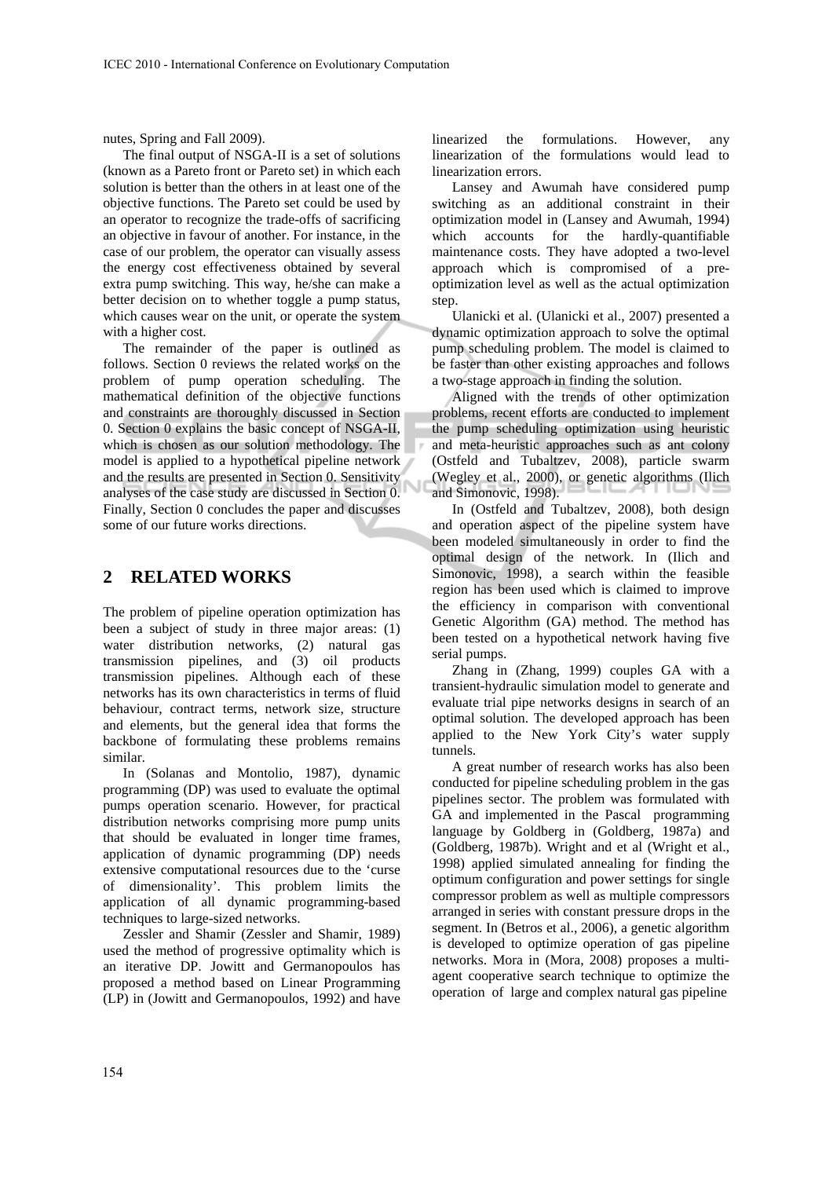nutes, Spring and Fall 2009).

The final output of NSGA-II is a set of solutions (known as a Pareto front or Pareto set) in which each solution is better than the others in at least one of the objective functions. The Pareto set could be used by an operator to recognize the trade-offs of sacrificing an objective in favour of another. For instance, in the case of our problem, the operator can visually assess the energy cost effectiveness obtained by several extra pump switching. This way, he/she can make a better decision on to whether toggle a pump status, which causes wear on the unit, or operate the system with a higher cost.

The remainder of the paper is outlined as follows. Section 0 reviews the related works on the problem of pump operation scheduling. The mathematical definition of the objective functions and constraints are thoroughly discussed in Section 0. Section 0 explains the basic concept of NSGA-II, which is chosen as our solution methodology. The model is applied to a hypothetical pipeline network and the results are presented in Section 0. Sensitivity analyses of the case study are discussed in Section 0. Finally, Section 0 concludes the paper and discusses some of our future works directions.

## 2 RELATED WORKS

The problem of pipeline operation optimization has been a subject of study in three major areas: (1) water distribution networks, (2) natural gas transmission pipelines, and (3) oil products transmission pipelines. Although each of these networks has its own characteristics in terms of fluid behaviour, contract terms, network size, structure and elements, but the general idea that forms the backbone of formulating these problems remains similar.

In (Solanas and Montolio, 1987), dynamic programming (DP) was used to evaluate the optimal pumps operation scenario. However, for practical distribution networks comprising more pump units that should be evaluated in longer time frames, application of dynamic programming (DP) needs extensive computational resources due to the 'curse of dimensionality'. This problem limits the application of all dynamic programming-based techniques to large-sized networks.

Zessler and Shamir (Zessler and Shamir, 1989) used the method of progressive optimality which is an iterative DP. Jowitt and Germanopoulos has proposed a method based on Linear Programming (LP) in (Jowitt and Germanopoulos, 1992) and have linearized the formulations. However, any linearization of the formulations would lead to linearization errors.

Lansey and Awumah have considered pump switching as an additional constraint in their optimization model in (Lansey and Awumah, 1994) which accounts for the hardly-quantifiable maintenance costs. They have adopted a two-level approach which is compromised of a pre-optimization level as well as the actual optimization step.

Ulanicki et al. (Ulanicki et al., 2007) presented a dynamic optimization approach to solve the optimal pump scheduling problem. The model is claimed to be faster than other existing approaches and follows a two-stage approach in finding the solution.

Aligned with the trends of other optimization problems, recent efforts are conducted to implement the pump scheduling optimization using heuristic and meta-heuristic approaches such as ant colony (Ostfeld and Tubaltzev, 2008), particle swarm (Wegley et al., 2000), or genetic algorithms (Ilich and Simonovic, 1998).

In (Ostfeld and Tubaltzev, 2008), both design and operation aspect of the pipeline system have been modeled simultaneously in order to find the optimal design of the network. In (Ilich and Simonovic, 1998), a search within the feasible region has been used which is claimed to improve the efficiency in comparison with conventional Genetic Algorithm (GA) method. The method has been tested on a hypothetical network having five serial pumps.

Zhang in (Zhang, 1999) couples GA with a transient-hydraulic simulation model to generate and evaluate trial pipe networks designs in search of an optimal solution. The developed approach has been applied to the New York City's water supply tunnels.

A great number of research works has also been conducted for pipeline scheduling problem in the gas pipelines sector. The problem was formulated with GA and implemented in the Pascal programming language by Goldberg in (Goldberg, 1987a) and (Goldberg, 1987b). Wright and et al (Wright et al., 1998) applied simulated annealing for finding the optimum configuration and power settings for single compressor problem as well as multiple compressors arranged in series with constant pressure drops in the segment. In (Betros et al., 2006), a genetic algorithm is developed to optimize operation of gas pipeline networks. Mora in (Mora, 2008) proposes a multi-agent cooperative search technique to optimize the operation of large and complex natural gas pipeline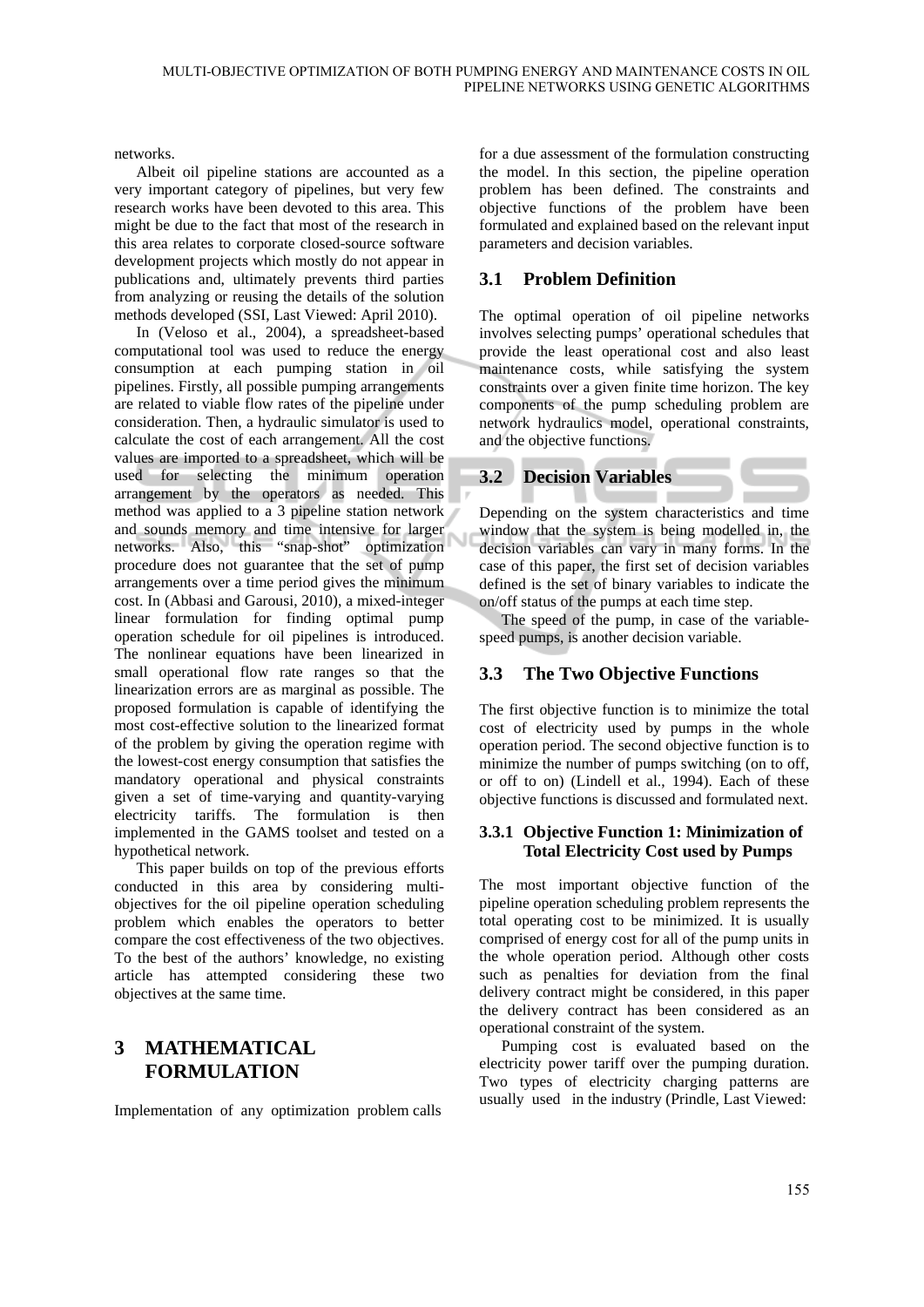networks.

Albeit oil pipeline stations are accounted as a very important category of pipelines, but very few research works have been devoted to this area. This might be due to the fact that most of the research in this area relates to corporate closed-source software development projects which mostly do not appear in publications and, ultimately prevents third parties from analyzing or reusing the details of the solution methods developed (SSI, Last Viewed: April 2010).

In (Veloso et al., 2004), a spreadsheet-based computational tool was used to reduce the energy consumption at each pumping station in oil pipelines. Firstly, all possible pumping arrangements are related to viable flow rates of the pipeline under consideration. Then, a hydraulic simulator is used to calculate the cost of each arrangement. All the cost values are imported to a spreadsheet, which will be used for selecting the minimum operation arrangement by the operators as needed. This method was applied to a 3 pipeline station network and sounds memory and time intensive for larger networks. Also, this "snap-shot" optimization procedure does not guarantee that the set of pump arrangements over a time period gives the minimum cost. In (Abbasi and Garousi, 2010), a mixed-integer linear formulation for finding optimal pump operation schedule for oil pipelines is introduced. The nonlinear equations have been linearized in small operational flow rate ranges so that the linearization errors are as marginal as possible. The proposed formulation is capable of identifying the most cost-effective solution to the linearized format of the problem by giving the operation regime with the lowest-cost energy consumption that satisfies the mandatory operational and physical constraints given a set of time-varying and quantity-varying electricity tariffs. The formulation is then implemented in the GAMS toolset and tested on a hypothetical network.

This paper builds on top of the previous efforts conducted in this area by considering multi-objectives for the oil pipeline operation scheduling problem which enables the operators to better compare the cost effectiveness of the two objectives. To the best of the authors' knowledge, no existing article has attempted considering these two objectives at the same time.

# 3 MATHEMATICAL FORMULATION

Implementation of any optimization problem calls for a due assessment of the formulation constructing the model. In this section, the pipeline operation problem has been defined. The constraints and objective functions of the problem have been formulated and explained based on the relevant input parameters and decision variables.

## 3.1 Problem Definition

The optimal operation of oil pipeline networks involves selecting pumps' operational schedules that provide the least operational cost and also least maintenance costs, while satisfying the system constraints over a given finite time horizon. The key components of the pump scheduling problem are network hydraulics model, operational constraints, and the objective functions.

## 3.2 Decision Variables

Depending on the system characteristics and time window that the system is being modelled in, the decision variables can vary in many forms. In the case of this paper, the first set of decision variables defined is the set of binary variables to indicate the on/off status of the pumps at each time step.

The speed of the pump, in case of the variable-speed pumps, is another decision variable.

## 3.3 The Two Objective Functions

The first objective function is to minimize the total cost of electricity used by pumps in the whole operation period. The second objective function is to minimize the number of pumps switching (on to off, or off to on) (Lindell et al., 1994). Each of these objective functions is discussed and formulated next.

### 3.3.1 Objective Function 1: Minimization of Total Electricity Cost used by Pumps

The most important objective function of the pipeline operation scheduling problem represents the total operating cost to be minimized. It is usually comprised of energy cost for all of the pump units in the whole operation period. Although other costs such as penalties for deviation from the final delivery contract might be considered, in this paper the delivery contract has been considered as an operational constraint of the system.

Pumping cost is evaluated based on the electricity power tariff over the pumping duration. Two types of electricity charging patterns are usually used in the industry (Prindle, Last Viewed: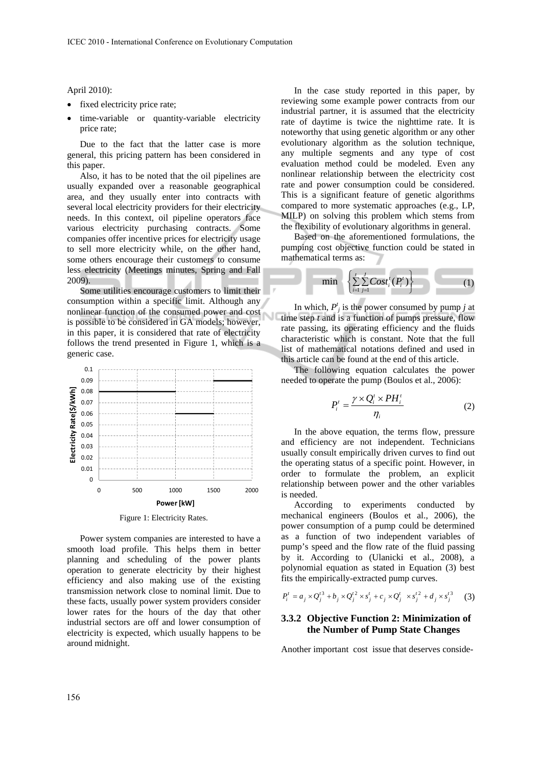April 2010):

- fixed electricity price rate;
- time-variable or quantity-variable electricity price rate;

Due to the fact that the latter case is more general, this pricing pattern has been considered in this paper.

Also, it has to be noted that the oil pipelines are usually expanded over a reasonable geographical area, and they usually enter into contracts with several local electricity providers for their electricity needs. In this context, oil pipeline operators face various electricity purchasing contracts. Some companies offer incentive prices for electricity usage to sell more electricity while, on the other hand, some others encourage their customers to consume less electricity (Meetings minutes, Spring and Fall 2009).

Some utilities encourage customers to limit their consumption within a specific limit. Although any nonlinear function of the consumed power and cost is possible to be considered in GA models; however, in this paper, it is considered that rate of electricity follows the trend presented in Figure 1, which is a generic case.

Figure 1: Electricity Rates.

Power system companies are interested to have a smooth load profile. This helps them in better planning and scheduling of the power plants operation to generate electricity by their highest efficiency and also making use of the existing transmission network close to nominal limit. Due to these facts, usually power system providers consider lower rates for the hours of the day that other industrial sectors are off and lower consumption of electricity is expected, which usually happens to be around midnight.

In the case study reported in this paper, by reviewing some example power contracts from our industrial partner, it is assumed that the electricity rate of daytime is twice the nighttime rate. It is noteworthy that using genetic algorithm or any other evolutionary algorithm as the solution technique, any multiple segments and any type of cost evaluation method could be modeled. Even any nonlinear relationship between the electricity cost rate and power consumption could be considered. This is a significant feature of genetic algorithms compared to more systematic approaches (e.g., LP, MILP) on solving this problem which stems from the flexibility of evolutionary algorithms in general.

Based on the aforementioned formulations, the pumping cost objective function could be stated in mathematical terms as:

$$\min \quad \left\{ \sum_{i=1}^{t} \sum_{j=1}^{J} Cost_i^t(P_i^t) \right\} \tag{1}$$

In which, $P_j^t$ is the power consumed by pump $j$ at time step $t$ and is a function of pumps pressure, flow rate passing, its operating efficiency and the fluids characteristic which is constant. Note that the full list of mathematical notations defined and used in this article can be found at the end of this article.

The following equation calculates the power needed to operate the pump (Boulos et al., 2006):

$$P_i^t = \frac{\gamma \times Q_i^t \times PH_i^t}{\eta_i} \tag{2}$$

In the above equation, the terms flow, pressure and efficiency are not independent. Technicians usually consult empirically driven curves to find out the operating status of a specific point. However, in order to formulate the problem, an explicit relationship between power and the other variables is needed.

According to experiments conducted by mechanical engineers (Boulos et al., 2006), the power consumption of a pump could be determined as a function of two independent variables of pump's speed and the flow rate of the fluid passing by it. According to (Ulanicki et al., 2008), a polynomial equation as stated in Equation (3) best fits the empirically-extracted pump curves.

$$P_i^t = a_j \times Q_j^{t3} + b_j \times Q_j^{t2} \times s_j^t + c_j \times Q_j^t \times s_j^{t2} + d_j \times s_j^{t3} \tag{3}$$

### 3.3.2 Objective Function 2: Minimization of the Number of Pump State Changes

Another important cost issue that deserves conside-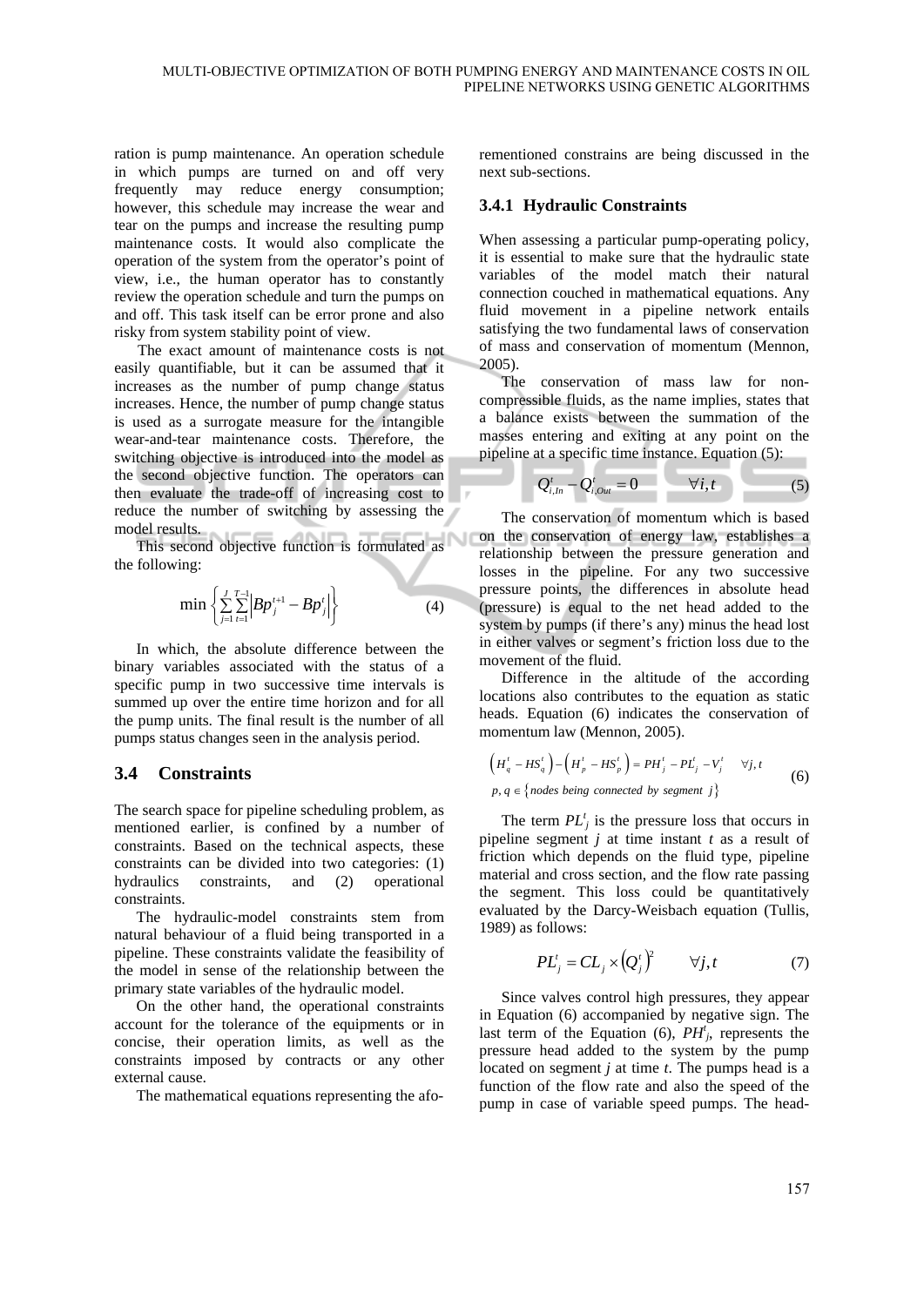ration is pump maintenance. An operation schedule in which pumps are turned on and off very frequently may reduce energy consumption; however, this schedule may increase the wear and tear on the pumps and increase the resulting pump maintenance costs. It would also complicate the operation of the system from the operator's point of view, i.e., the human operator has to constantly review the operation schedule and turn the pumps on and off. This task itself can be error prone and also risky from system stability point of view.

The exact amount of maintenance costs is not easily quantifiable, but it can be assumed that it increases as the number of pump change status increases. Hence, the number of pump change status is used as a surrogate measure for the intangible wear-and-tear maintenance costs. Therefore, the switching objective is introduced into the model as the second objective function. The operators can then evaluate the trade-off of increasing cost to reduce the number of switching by assessing the model results.

This second objective function is formulated as the following:

$$\min \left\{ \sum_{j=1}^{J} \sum_{t=1}^{T-1} \left| Bp_j^{t+1} - Bp_j^t \right| \right\} \tag{4}$$

In which, the absolute difference between the binary variables associated with the status of a specific pump in two successive time intervals is summed up over the entire time horizon and for all the pump units. The final result is the number of all pumps status changes seen in the analysis period.

## 3.4 Constraints

The search space for pipeline scheduling problem, as mentioned earlier, is confined by a number of constraints. Based on the technical aspects, these constraints can be divided into two categories: (1) hydraulics constraints, and (2) operational constraints.

The hydraulic-model constraints stem from natural behaviour of a fluid being transported in a pipeline. These constraints validate the feasibility of the model in sense of the relationship between the primary state variables of the hydraulic model.

On the other hand, the operational constraints account for the tolerance of the equipments or in concise, their operation limits, as well as the constraints imposed by contracts or any other external cause.

The mathematical equations representing the aforementioned constrains are being discussed in the next sub-sections.

### 3.4.1 Hydraulic Constraints

When assessing a particular pump-operating policy, it is essential to make sure that the hydraulic state variables of the model match their natural connection couched in mathematical equations. Any fluid movement in a pipeline network entails satisfying the two fundamental laws of conservation of mass and conservation of momentum (Mennon, 2005).

The conservation of mass law for non-compressible fluids, as the name implies, states that a balance exists between the summation of the masses entering and exiting at any point on the pipeline at a specific time instance. Equation (5):

$$Q_{i,In}^t - Q_{i,Out}^t = 0 \qquad \forall i, t \tag{5}$$

The conservation of momentum which is based on the conservation of energy law, establishes a relationship between the pressure generation and losses in the pipeline. For any two successive pressure points, the differences in absolute head (pressure) is equal to the net head added to the system by pumps (if there's any) minus the head lost in either valves or segment's friction loss due to the movement of the fluid.

Difference in the altitude of the according locations also contributes to the equation as static heads. Equation (6) indicates the conservation of momentum law (Mennon, 2005).

$$\begin{aligned} &\left(H_q^t - HS_q^t\right) - \left(H_p^t - HS_p^t\right) = PH_j^t - PL_j^t - V_j^t \quad \forall j, t \\ &p, q \in \{\text{nodes being connected by segment } j\} \end{aligned} \tag{6}$$

The term $PL_j^t$ is the pressure loss that occurs in pipeline segment $j$ at time instant $t$ as a result of friction which depends on the fluid type, pipeline material and cross section, and the flow rate passing the segment. This loss could be quantitatively evaluated by the Darcy-Weisbach equation (Tullis, 1989) as follows:

$$PL_j^t = CL_j \times \left(Q_j^t\right)^2 \qquad \forall j, t \tag{7}$$

Since valves control high pressures, they appear in Equation (6) accompanied by negative sign. The last term of the Equation (6), $PH_j^t$, represents the pressure head added to the system by the pump located on segment $j$ at time $t$. The pumps head is a function of the flow rate and also the speed of the pump in case of variable speed pumps. The head-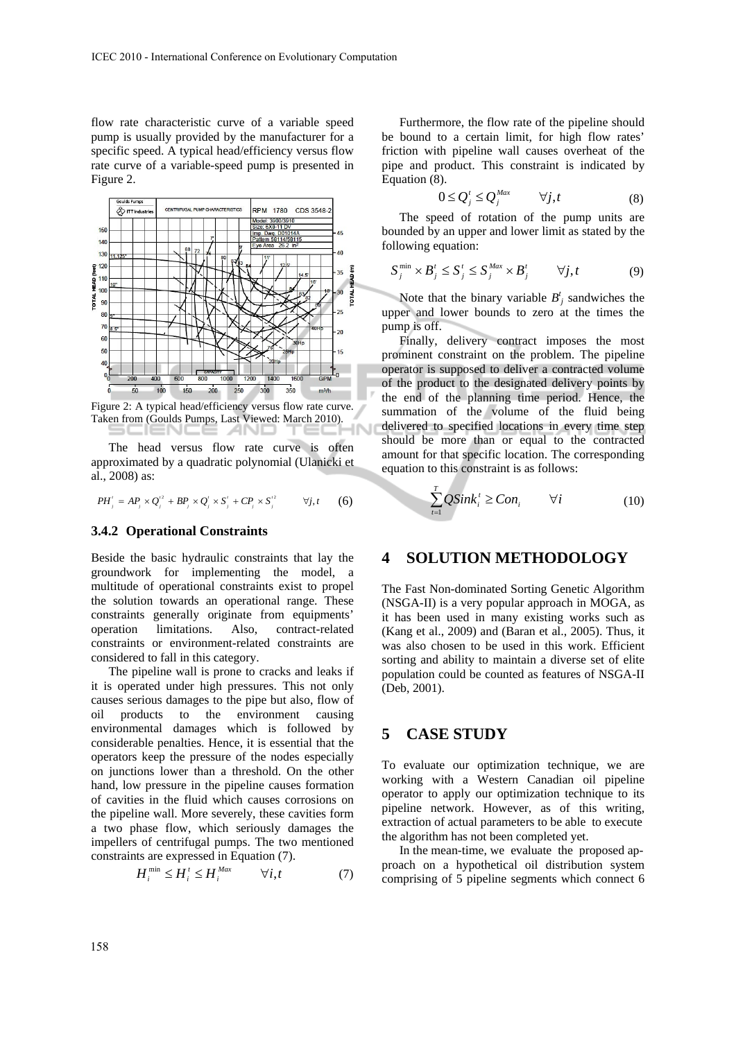flow rate characteristic curve of a variable speed pump is usually provided by the manufacturer for a specific speed. A typical head/efficiency versus flow rate curve of a variable-speed pump is presented in Figure 2.

Figure 2: A typical head/efficiency versus flow rate curve. Taken from (Goulds Pumps, Last Viewed: March 2010).

The head versus flow rate curve is often approximated by a quadratic polynomial (Ulanicki et al., 2008) as:

$$PH_j^t = AP_j \times Q_j^{t^2} + BP_j \times Q_j^t \times S_j^t + CP_j \times S_j^{t^2} \qquad \forall j,t \qquad (6)$$

### 3.4.2 Operational Constraints

Beside the basic hydraulic constraints that lay the groundwork for implementing the model, a multitude of operational constraints exist to propel the solution towards an operational range. These constraints generally originate from equipments' operation limitations. Also, contract-related constraints or environment-related constraints are considered to fall in this category.

The pipeline wall is prone to cracks and leaks if it is operated under high pressures. This not only causes serious damages to the pipe but also, flow of oil products to the environment causing environmental damages which is followed by considerable penalties. Hence, it is essential that the operators keep the pressure of the nodes especially on junctions lower than a threshold. On the other hand, low pressure in the pipeline causes formation of cavities in the fluid which causes corrosions on the pipeline wall. More severely, these cavities form a two phase flow, which seriously damages the impellers of centrifugal pumps. The two mentioned constraints are expressed in Equation (7).

$$H_i^{\min} \leq H_i^t \leq H_i^{Max} \qquad \forall i,t \qquad (7)$$

Furthermore, the flow rate of the pipeline should be bound to a certain limit, for high flow rates' friction with pipeline wall causes overheat of the pipe and product. This constraint is indicated by Equation (8).

$$0 \leq Q_j^t \leq Q_j^{Max} \qquad \forall j,t \qquad (8)$$

The speed of rotation of the pump units are bounded by an upper and lower limit as stated by the following equation:

$$S_j^{\min} \times B_j^t \leq S_j^t \leq S_j^{Max} \times B_j^t \qquad \forall j,t \qquad (9)$$

Note that the binary variable $B_j^t$ sandwiches the upper and lower bounds to zero at the times the pump is off.

Finally, delivery contract imposes the most prominent constraint on the problem. The pipeline operator is supposed to deliver a contracted volume of the product to the designated delivery points by the end of the planning time period. Hence, the summation of the volume of the fluid being delivered to specified locations in every time step should be more than or equal to the contracted amount for that specific location. The corresponding equation to this constraint is as follows:

$$\sum_{t=1}^{T} QSink_i^t \geq Con_i \qquad \forall i \qquad (10)$$

## 4 SOLUTION METHODOLOGY

The Fast Non-dominated Sorting Genetic Algorithm (NSGA-II) is a very popular approach in MOGA, as it has been used in many existing works such as (Kang et al., 2009) and (Baran et al., 2005). Thus, it was also chosen to be used in this work. Efficient sorting and ability to maintain a diverse set of elite population could be counted as features of NSGA-II (Deb, 2001).

## 5 CASE STUDY

To evaluate our optimization technique, we are working with a Western Canadian oil pipeline operator to apply our optimization technique to its pipeline network. However, as of this writing, extraction of actual parameters to be able to execute the algorithm has not been completed yet.

In the mean-time, we evaluate the proposed approach on a hypothetical oil distribution system comprising of 5 pipeline segments which connect 6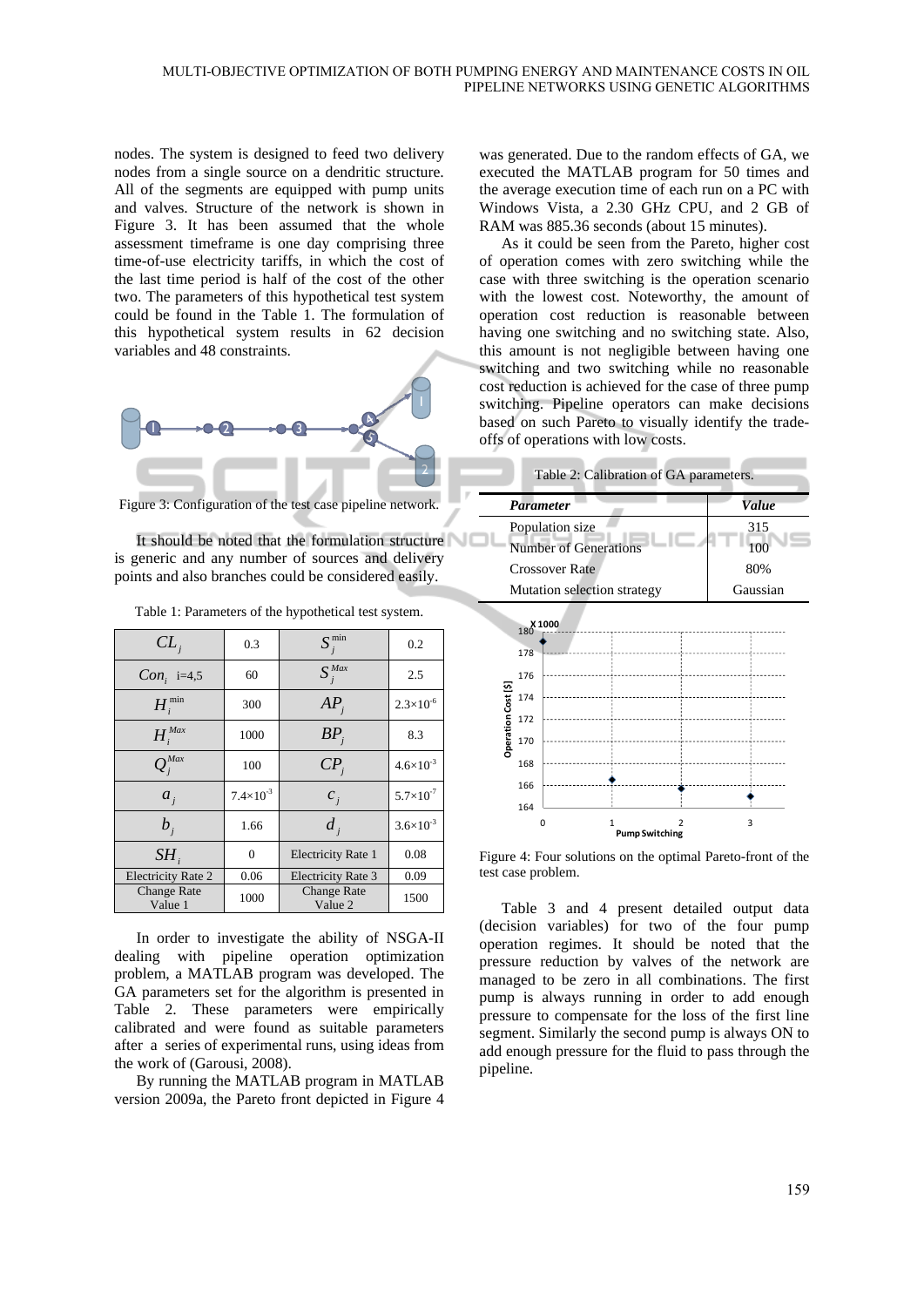nodes. The system is designed to feed two delivery nodes from a single source on a dendritic structure. All of the segments are equipped with pump units and valves. Structure of the network is shown in Figure 3. It has been assumed that the whole assessment timeframe is one day comprising three time-of-use electricity tariffs, in which the cost of the last time period is half of the cost of the other two. The parameters of this hypothetical test system could be found in the Table 1. The formulation of this hypothetical system results in 62 decision variables and 48 constraints.

Figure 3: Configuration of the test case pipeline network.

It should be noted that the formulation structure is generic and any number of sources and delivery points and also branches could be considered easily.

Table 1: Parameters of the hypothetical test system.

| $CL_j$ | 0.3 | $S_j^{\min}$ | 0.2 |
|---|---|---|---|
| $Con_i$ i=4,5 | 60 | $S_j^{Max}$ | 2.5 |
| $H_i^{\min}$ | 300 | $AP_j$ | $2.3\times10^{-6}$ |
| $H_i^{Max}$ | 1000 | $BP_j$ | 8.3 |
| $Q_j^{Max}$ | 100 | $CP_j$ | $4.6\times10^{-3}$ |
| $a_j$ | $7.4\times10^{-3}$ | $c_j$ | $5.7\times10^{-7}$ |
| $b_j$ | 1.66 | $d_j$ | $3.6\times10^{-3}$ |
| $SH_i$ | 0 | Electricity Rate 1 | 0.08 |
| Electricity Rate 2 | 0.06 | Electricity Rate 3 | 0.09 |
| Change Rate Value 1 | 1000 | Change Rate Value 2 | 1500 |

In order to investigate the ability of NSGA-II dealing with pipeline operation optimization problem, a MATLAB program was developed. The GA parameters set for the algorithm is presented in Table 2. These parameters were empirically calibrated and were found as suitable parameters after a series of experimental runs, using ideas from the work of (Garousi, 2008).

By running the MATLAB program in MATLAB version 2009a, the Pareto front depicted in Figure 4 was generated. Due to the random effects of GA, we executed the MATLAB program for 50 times and the average execution time of each run on a PC with Windows Vista, a 2.30 GHz CPU, and 2 GB of RAM was 885.36 seconds (about 15 minutes).

As it could be seen from the Pareto, higher cost of operation comes with zero switching while the case with three switching is the operation scenario with the lowest cost. Noteworthy, the amount of operation cost reduction is reasonable between having one switching and no switching state. Also, this amount is not negligible between having one switching and two switching while no reasonable cost reduction is achieved for the case of three pump switching. Pipeline operators can make decisions based on such Pareto to visually identify the trade-offs of operations with low costs.

Table 2: Calibration of GA parameters.

| *Parameter* | *Value* |
|---|---|
| Population size | 315 |
| Number of Generations | 100 |
| Crossover Rate | 80% |
| Mutation selection strategy | Gaussian |

Figure 4: Four solutions on the optimal Pareto-front of the test case problem.

Table 3 and 4 present detailed output data (decision variables) for two of the four pump operation regimes. It should be noted that the pressure reduction by valves of the network are managed to be zero in all combinations. The first pump is always running in order to add enough pressure to compensate for the loss of the first line segment. Similarly the second pump is always ON to add enough pressure for the fluid to pass through the pipeline.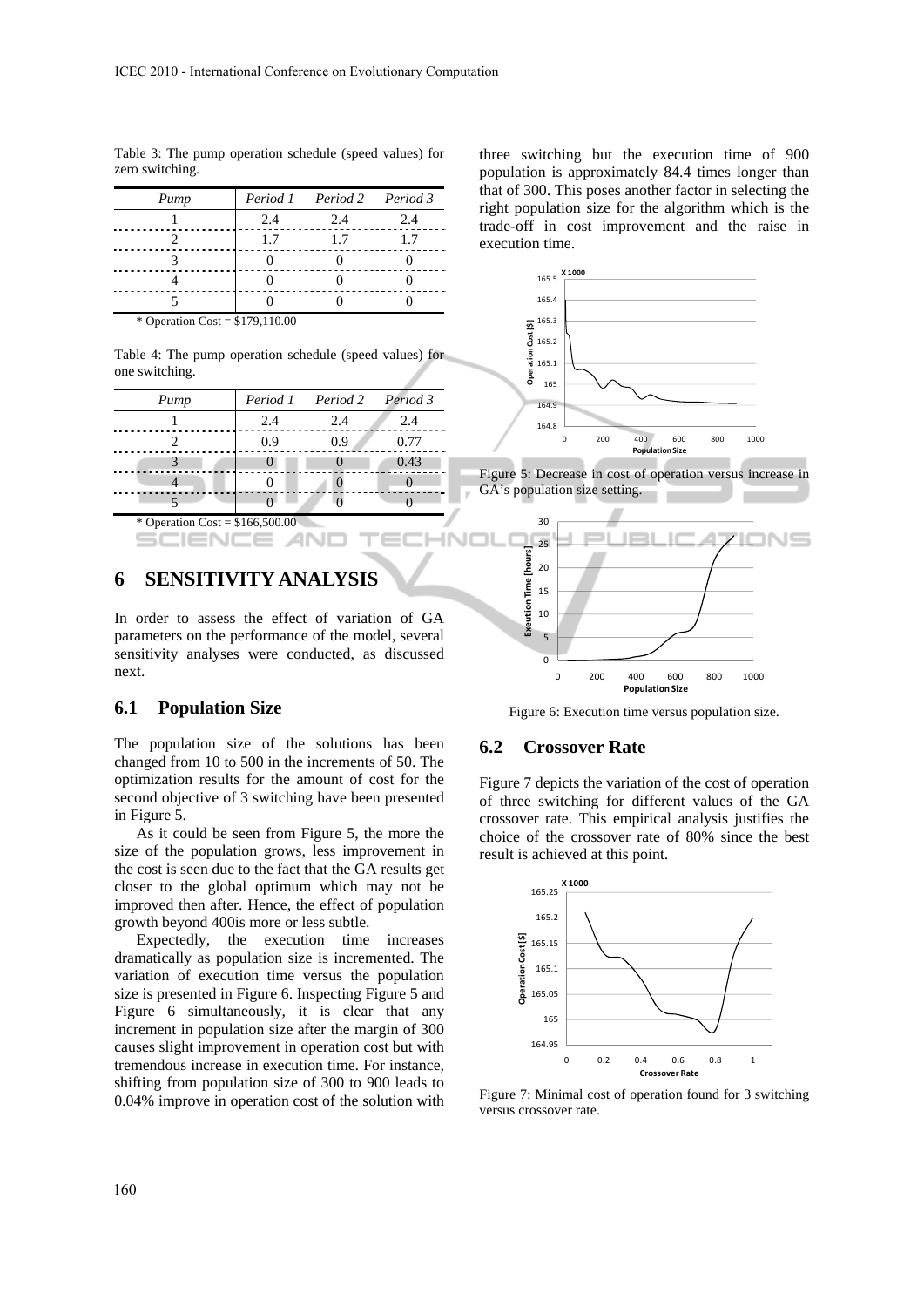Table 3: The pump operation schedule (speed values) for zero switching.

| Pump | Period 1 | Period 2 | Period 3 |
|---|---|---|---|
| 1 | 2.4 | 2.4 | 2.4 |
| 2 | 1.7 | 1.7 | 1.7 |
| 3 | 0 | 0 | 0 |
| 4 | 0 | 0 | 0 |
| 5 | 0 | 0 | 0 |

* Operation Cost = $179,110.00

Table 4: The pump operation schedule (speed values) for one switching.

| Pump | Period 1 | Period 2 | Period 3 |
|---|---|---|---|
| 1 | 2.4 | 2.4 | 2.4 |
| 2 | 0.9 | 0.9 | 0.77 |
| 3 | 0 | 0 | 0.43 |
| 4 | 0 | 0 | 0 |
| 5 | 0 | 0 | 0 |

* Operation Cost = $166,500.00

## 6 SENSITIVITY ANALYSIS

In order to assess the effect of variation of GA parameters on the performance of the model, several sensitivity analyses were conducted, as discussed next.

### 6.1 Population Size

The population size of the solutions has been changed from 10 to 500 in the increments of 50. The optimization results for the amount of cost for the second objective of 3 switching have been presented in Figure 5.

As it could be seen from Figure 5, the more the size of the population grows, less improvement in the cost is seen due to the fact that the GA results get closer to the global optimum which may not be improved then after. Hence, the effect of population growth beyond 400is more or less subtle.

Expectedly, the execution time increases dramatically as population size is incremented. The variation of execution time versus the population size is presented in Figure 6. Inspecting Figure 5 and Figure 6 simultaneously, it is clear that any increment in population size after the margin of 300 causes slight improvement in operation cost but with tremendous increase in execution time. For instance, shifting from population size of 300 to 900 leads to 0.04% improve in operation cost of the solution with three switching but the execution time of 900 population is approximately 84.4 times longer than that of 300. This poses another factor in selecting the right population size for the algorithm which is the trade-off in cost improvement and the raise in execution time.

Figure 5: Decrease in cost of operation versus increase in GA's population size setting.

Figure 6: Execution time versus population size.

### 6.2 Crossover Rate

Figure 7 depicts the variation of the cost of operation of three switching for different values of the GA crossover rate. This empirical analysis justifies the choice of the crossover rate of 80% since the best result is achieved at this point.

Figure 7: Minimal cost of operation found for 3 switching versus crossover rate.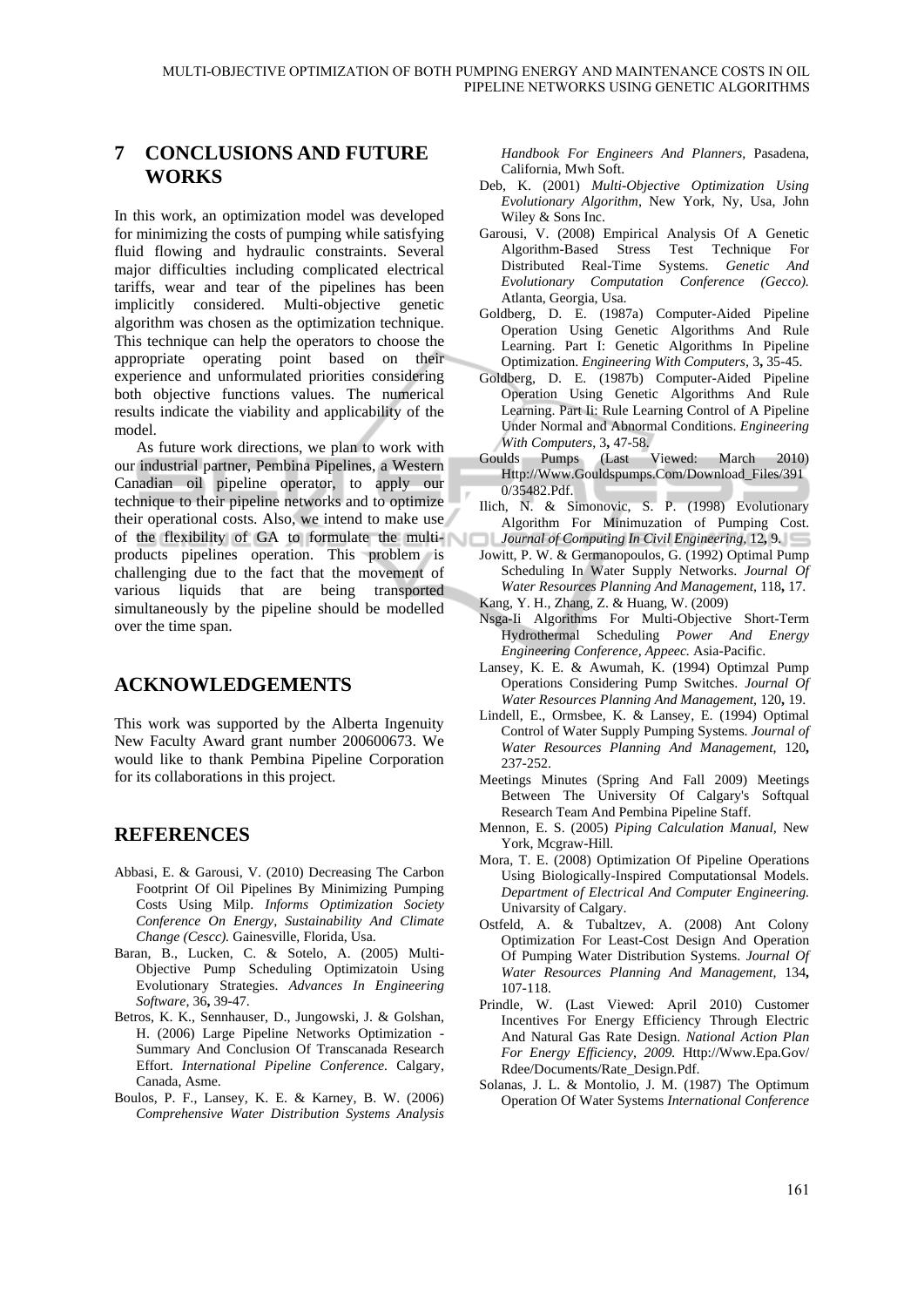## 7 CONCLUSIONS AND FUTURE WORKS

In this work, an optimization model was developed for minimizing the costs of pumping while satisfying fluid flowing and hydraulic constraints. Several major difficulties including complicated electrical tariffs, wear and tear of the pipelines has been implicitly considered. Multi-objective genetic algorithm was chosen as the optimization technique. This technique can help the operators to choose the appropriate operating point based on their experience and unformulated priorities considering both objective functions values. The numerical results indicate the viability and applicability of the model.

As future work directions, we plan to work with our industrial partner, Pembina Pipelines, a Western Canadian oil pipeline operator, to apply our technique to their pipeline networks and to optimize their operational costs. Also, we intend to make use of the flexibility of GA to formulate the multi-products pipelines operation. This problem is challenging due to the fact that the movement of various liquids that are being transported simultaneously by the pipeline should be modelled over the time span.

## ACKNOWLEDGEMENTS

This work was supported by the Alberta Ingenuity New Faculty Award grant number 200600673. We would like to thank Pembina Pipeline Corporation for its collaborations in this project.

## REFERENCES

Abbasi, E. & Garousi, V. (2010) Decreasing The Carbon Footprint Of Oil Pipelines By Minimizing Pumping Costs Using Milp. *Informs Optimization Society Conference On Energy, Sustainability And Climate Change (Cescc).* Gainesville, Florida, Usa.

Baran, B., Lucken, C. & Sotelo, A. (2005) Multi-Objective Pump Scheduling Optimizatoin Using Evolutionary Strategies. *Advances In Engineering Software,* 36**,** 39-47.

Betros, K. K., Sennhauser, D., Jungowski, J. & Golshan, H. (2006) Large Pipeline Networks Optimization - Summary And Conclusion Of Transcanada Research Effort. *International Pipeline Conference.* Calgary, Canada, Asme.

Boulos, P. F., Lansey, K. E. & Karney, B. W. (2006) *Comprehensive Water Distribution Systems Analysis Handbook For Engineers And Planners,* Pasadena, California, Mwh Soft.

Deb, K. (2001) *Multi-Objective Optimization Using Evolutionary Algorithm,* New York, Ny, Usa, John Wiley & Sons Inc.

Garousi, V. (2008) Empirical Analysis Of A Genetic Algorithm-Based Stress Test Technique For Distributed Real-Time Systems. *Genetic And Evolutionary Computation Conference (Gecco).* Atlanta, Georgia, Usa.

Goldberg, D. E. (1987a) Computer-Aided Pipeline Operation Using Genetic Algorithms And Rule Learning. Part I: Genetic Algorithms In Pipeline Optimization. *Engineering With Computers,* 3**,** 35-45.

Goldberg, D. E. (1987b) Computer-Aided Pipeline Operation Using Genetic Algorithms And Rule Learning. Part Ii: Rule Learning Control of A Pipeline Under Normal and Abnormal Conditions. *Engineering With Computers,* 3**,** 47-58.

Goulds Pumps (Last Viewed: March 2010) Http://Www.Gouldspumps.Com/Download_Files/3910/35482.Pdf.

Ilich, N. & Simonovic, S. P. (1998) Evolutionary Algorithm For Minimuzation of Pumping Cost. *Journal of Computing In Civil Engineering,* 12**,** 9.

Jowitt, P. W. & Germanopoulos, G. (1992) Optimal Pump Scheduling In Water Supply Networks. *Journal Of Water Resources Planning And Management,* 118**,** 17.

Kang, Y. H., Zhang, Z. & Huang, W. (2009)

Nsga-Ii Algorithms For Multi-Objective Short-Term Hydrothermal Scheduling *Power And Energy Engineering Conference, Appeec.* Asia-Pacific.

Lansey, K. E. & Awumah, K. (1994) Optimzal Pump Operations Considering Pump Switches. *Journal Of Water Resources Planning And Management,* 120**,** 19.

Lindell, E., Ormsbee, K. & Lansey, E. (1994) Optimal Control of Water Supply Pumping Systems. *Journal of Water Resources Planning And Management,* 120**,** 237-252.

Meetings Minutes (Spring And Fall 2009) Meetings Between The University Of Calgary's Softqual Research Team And Pembina Pipeline Staff.

Mennon, E. S. (2005) *Piping Calculation Manual,* New York, Mcgraw-Hill.

Mora, T. E. (2008) Optimization Of Pipeline Operations Using Biologically-Inspired Computationsal Models. *Department of Electrical And Computer Engineering.* Univarsity of Calgary.

Ostfeld, A. & Tubaltzev, A. (2008) Ant Colony Optimization For Least-Cost Design And Operation Of Pumping Water Distribution Systems. *Journal Of Water Resources Planning And Management,* 134**,** 107-118.

Prindle, W. (Last Viewed: April 2010) Customer Incentives For Energy Efficiency Through Electric And Natural Gas Rate Design. *National Action Plan For Energy Efficiency, 2009.* Http://Www.Epa.Gov/Rdee/Documents/Rate_Design.Pdf.

Solanas, J. L. & Montolio, J. M. (1987) The Optimum Operation Of Water Systems *International Conference*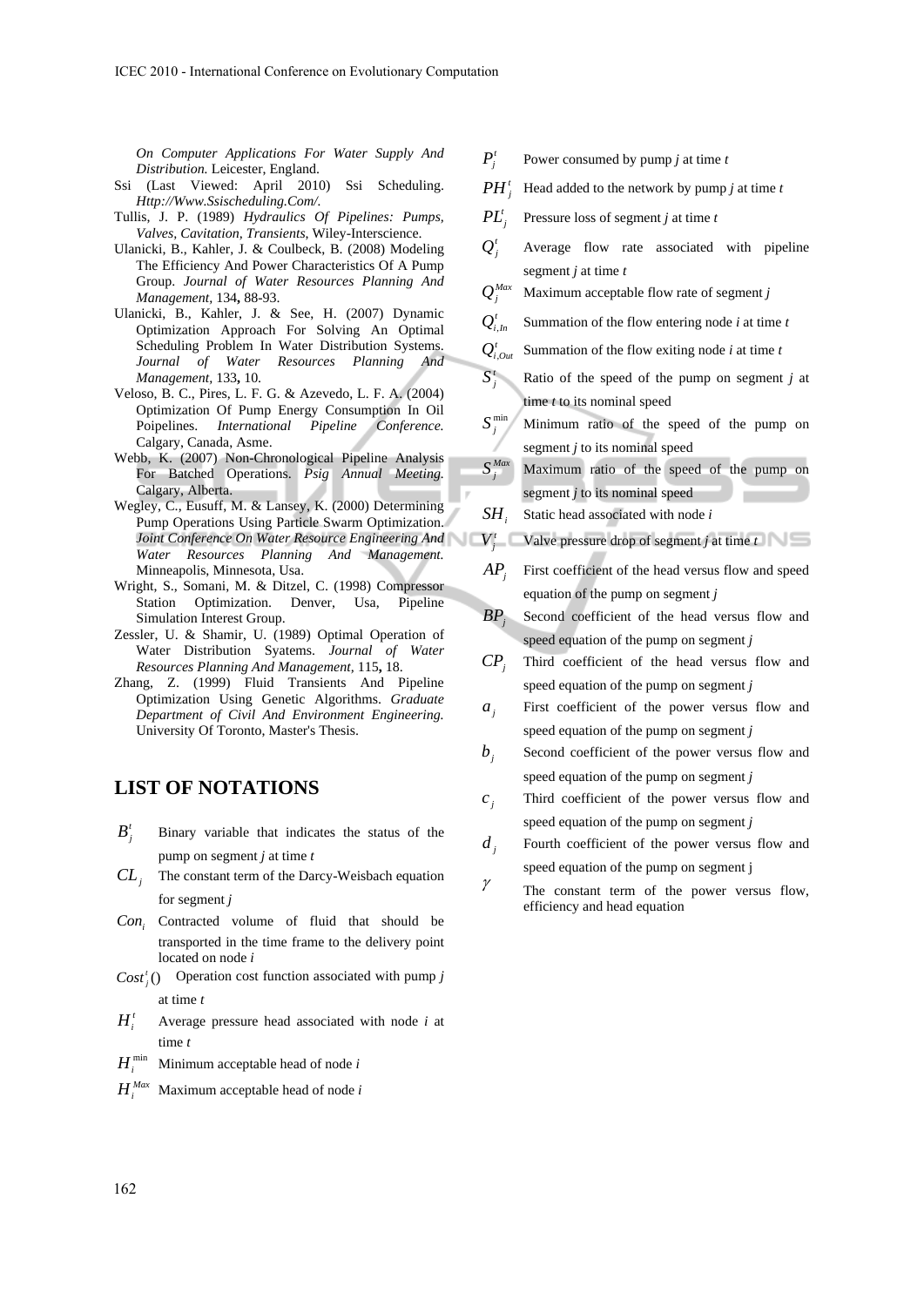*On Computer Applications For Water Supply And Distribution.* Leicester, England.

Ssi (Last Viewed: April 2010) Ssi Scheduling. *Http://Www.Ssischeduling.Com/.*

Tullis, J. P. (1989) *Hydraulics Of Pipelines: Pumps, Valves, Cavitation, Transients*, Wiley-Interscience.

Ulanicki, B., Kahler, J. & Coulbeck, B. (2008) Modeling The Efficiency And Power Characteristics Of A Pump Group. *Journal of Water Resources Planning And Management*, 134**,** 88-93.

Ulanicki, B., Kahler, J. & See, H. (2007) Dynamic Optimization Approach For Solving An Optimal Scheduling Problem In Water Distribution Systems. *Journal of Water Resources Planning And Management*, 133**,** 10.

Veloso, B. C., Pires, L. F. G. & Azevedo, L. F. A. (2004) Optimization Of Pump Energy Consumption In Oil Poipelines. *International Pipeline Conference.* Calgary, Canada, Asme.

Webb, K. (2007) Non-Chronological Pipeline Analysis For Batched Operations. *Psig Annual Meeting.* Calgary, Alberta.

Wegley, C., Eusuff, M. & Lansey, K. (2000) Determining Pump Operations Using Particle Swarm Optimization. *Joint Conference On Water Resource Engineering And Water Resources Planning And Management.* Minneapolis, Minnesota, Usa.

Wright, S., Somani, M. & Ditzel, C. (1998) Compressor Station Optimization. Denver, Usa, Pipeline Simulation Interest Group.

Zessler, U. & Shamir, U. (1989) Optimal Operation of Water Distribution Syatems. *Journal of Water Resources Planning And Management*, 115**,** 18.

Zhang, Z. (1999) Fluid Transients And Pipeline Optimization Using Genetic Algorithms. *Graduate Department of Civil And Environment Engineering.* University Of Toronto, Master's Thesis.

## LIST OF NOTATIONS

- $B_j^t$ Binary variable that indicates the status of the pump on segment *j* at time *t*
- $CL_j$ The constant term of the Darcy-Weisbach equation for segment *j*
- $Con_i$ Contracted volume of fluid that should be transported in the time frame to the delivery point located on node *i*
- $Cost_j^t()$ Operation cost function associated with pump *j* at time *t*
- $H_i^t$ Average pressure head associated with node *i* at time *t*
- $H_i^{\min}$ Minimum acceptable head of node *i*
- $H_i^{Max}$ Maximum acceptable head of node *i*
- $P_j^t$ Power consumed by pump *j* at time *t*
- $PH_j^t$ Head added to the network by pump *j* at time *t*
- $PL_j^t$ Pressure loss of segment *j* at time *t*
- $Q_j^t$ Average flow rate associated with pipeline segment *j* at time *t*
- $Q_j^{Max}$ Maximum acceptable flow rate of segment *j*
- $Q_{i,In}^t$ Summation of the flow entering node *i* at time *t*
- $Q_{i,Out}^t$ Summation of the flow exiting node *i* at time *t*
- $S_j^t$ Ratio of the speed of the pump on segment *j* at time *t* to its nominal speed
- $S_j^{\min}$ Minimum ratio of the speed of the pump on segment *j* to its nominal speed
- $S_j^{Max}$ Maximum ratio of the speed of the pump on segment *j* to its nominal speed
- $SH_i$ Static head associated with node *i*
- $V_j^t$ Valve pressure drop of segment *j* at time *t*
- $AP_j$ First coefficient of the head versus flow and speed equation of the pump on segment *j*
- $BP_j$ Second coefficient of the head versus flow and speed equation of the pump on segment *j*
- $CP_j$ Third coefficient of the head versus flow and speed equation of the pump on segment *j*
- $a_j$ First coefficient of the power versus flow and speed equation of the pump on segment *j*
- $b_j$ Second coefficient of the power versus flow and speed equation of the pump on segment *j*
- $c_j$ Third coefficient of the power versus flow and speed equation of the pump on segment *j*
- $d_j$ Fourth coefficient of the power versus flow and speed equation of the pump on segment j
- $\gamma$ The constant term of the power versus flow, efficiency and head equation